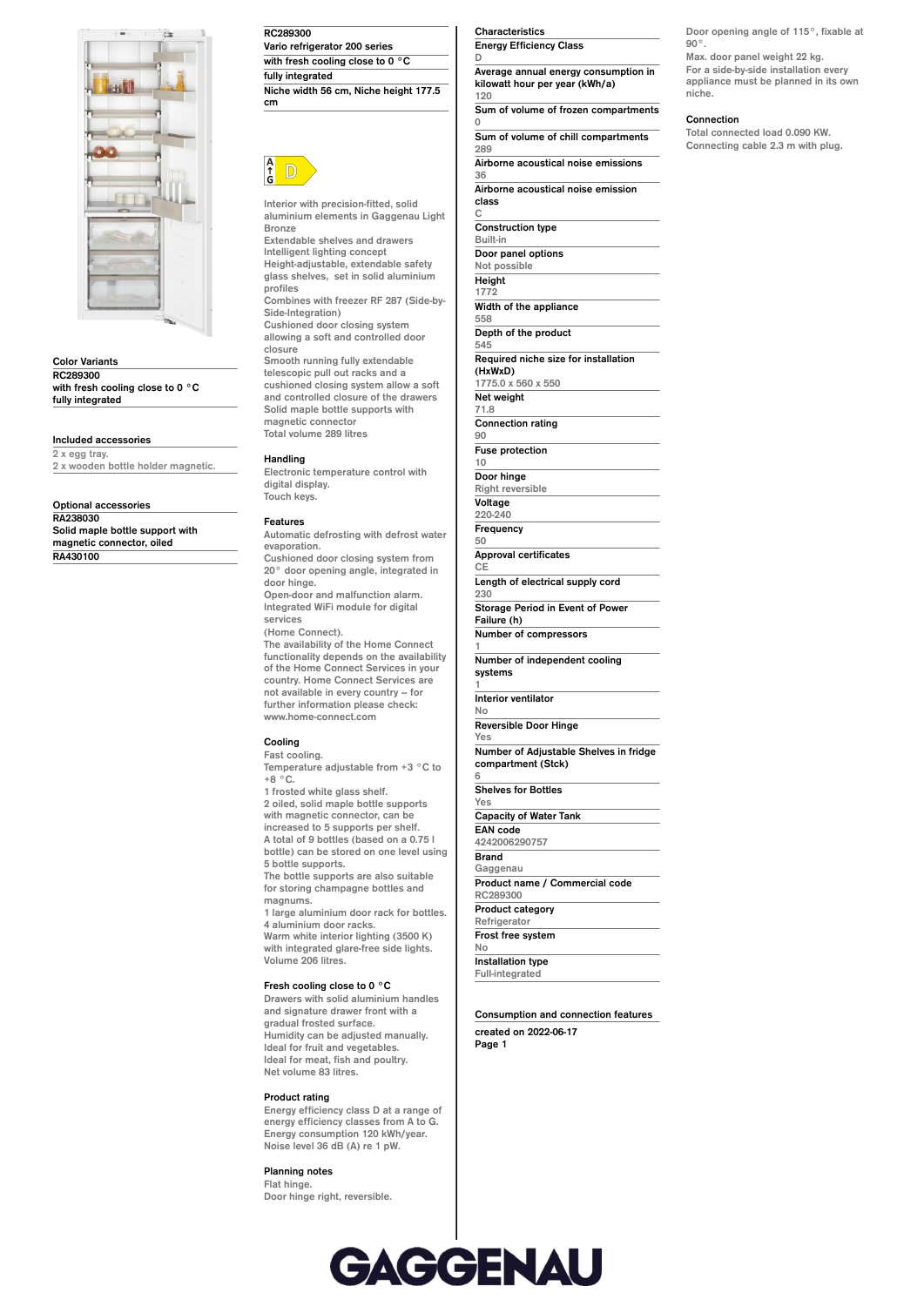## RC289300

Vario refrigerator 200 series

with fresh cooling close to 0 °C

fully integrated

Niche width 56 cm, Niche height 177.5 cm

A ↑ G D

Interior with precision-fitted, solid aluminium elements in Gaggenau Light Bronze
Extendable shelves and drawers
Intelligent lighting concept
Height-adjustable, extendable safety glass shelves, set in solid aluminium profiles
Combines with freezer RF 287 (Side-by-Side-Integration)
Cushioned door closing system allowing a soft and controlled door closure
Smooth running fully extendable telescopic pull out racks and a cushioned closing system allow a soft and controlled closure of the drawers
Solid maple bottle supports with magnetic connector
Total volume 289 litres

### Handling

Electronic temperature control with digital display.
Touch keys.

### Features

Automatic defrosting with defrost water evaporation.
Cushioned door closing system from 20° door opening angle, integrated in door hinge.
Open-door and malfunction alarm.
Integrated WiFi module for digital services
(Home Connect).
The availability of the Home Connect functionality depends on the availability of the Home Connect Services in your country. Home Connect Services are not available in every country – for further information please check: www.home-connect.com

### Cooling

Fast cooling.
Temperature adjustable from +3 °C to +8 °C.
1 frosted white glass shelf.
2 oiled, solid maple bottle supports with magnetic connector, can be increased to 5 supports per shelf.
A total of 9 bottles (based on a 0.75 l bottle) can be stored on one level using 5 bottle supports.
The bottle supports are also suitable for storing champagne bottles and magnums.
1 large aluminium door rack for bottles.
4 aluminium door racks.
Warm white interior lighting (3500 K) with integrated glare-free side lights.
Volume 206 litres.

### Fresh cooling close to 0 °C

Drawers with solid aluminium handles and signature drawer front with a gradual frosted surface.
Humidity can be adjusted manually.
Ideal for fruit and vegetables.
Ideal for meat, fish and poultry.
Net volume 83 litres.

### Product rating

Energy efficiency class D at a range of energy efficiency classes from A to G.
Energy consumption 120 kWh/year.
Noise level 36 dB (A) re 1 pW.

### Planning notes

Flat hinge.
Door hinge right, reversible.
Door opening angle of 115°, fixable at 90°.
Max. door panel weight 22 kg.
For a side-by-side installation every appliance must be planned in its own niche.

### Connection

Total connected load 0.090 KW.
Connecting cable 2.3 m with plug.

### Color Variants

**RC289300**
with fresh cooling close to 0 °C
fully integrated

### Included accessories

2 x egg tray.
2 x wooden bottle holder magnetic.

### Optional accessories

**RA238030**
Solid maple bottle support with magnetic connector, oiled

**RA430100**

### Characteristics

| Characteristic | Value |
|---|---|
| Energy Efficiency Class | D |
| Average annual energy consumption in kilowatt hour per year (kWh/a) | 120 |
| Sum of volume of frozen compartments | 0 |
| Sum of volume of chill compartments | 289 |
| Airborne acoustical noise emissions | 36 |
| Airborne acoustical noise emission class | C |
| Construction type | Built-in |
| Door panel options | Not possible |
| Height | 1772 |
| Width of the appliance | 558 |
| Depth of the product | 545 |
| Required niche size for installation (HxWxD) | 1775.0 x 560 x 550 |
| Net weight | 71.8 |
| Connection rating | 90 |
| Fuse protection | 10 |
| Door hinge | Right reversible |
| Voltage | 220-240 |
| Frequency | 50 |
| Approval certificates | CE |
| Length of electrical supply cord | 230 |
| Storage Period in Event of Power Failure (h) | |
| Number of compressors | 1 |
| Number of independent cooling systems | 1 |
| Interior ventilator | No |
| Reversible Door Hinge | Yes |
| Number of Adjustable Shelves in fridge compartment (Stck) | 6 |
| Shelves for Bottles | Yes |
| Capacity of Water Tank | |
| EAN code | 4242006290757 |
| Brand | Gaggenau |
| Product name / Commercial code | RC289300 |
| Product category | Refrigerator |
| Frost free system | No |
| Installation type | Full-integrated |

Consumption and connection features

created on 2022-06-17

GAGGENAU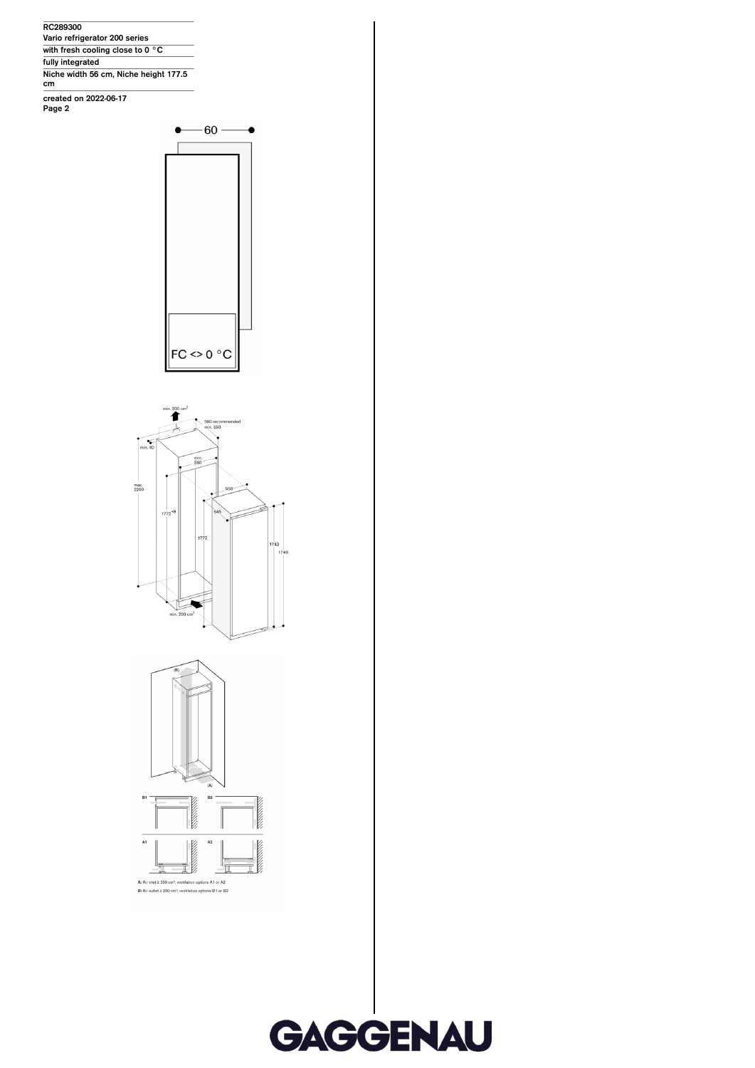60

FC <> 0 °C

min. 200 cm²

560 recommended
min. 550

min. 40

min. 560

max. 2200

1772⁺⁸

1772

558

545

1743

1749

min. 200 cm²

(B)

(A)

B1

B2

A1

A2

A: Air inlet ≥ 200 cm²; ventilation options A1 or A2

B: Air outlet ≥ 200 cm²; ventilation options B1 or B2